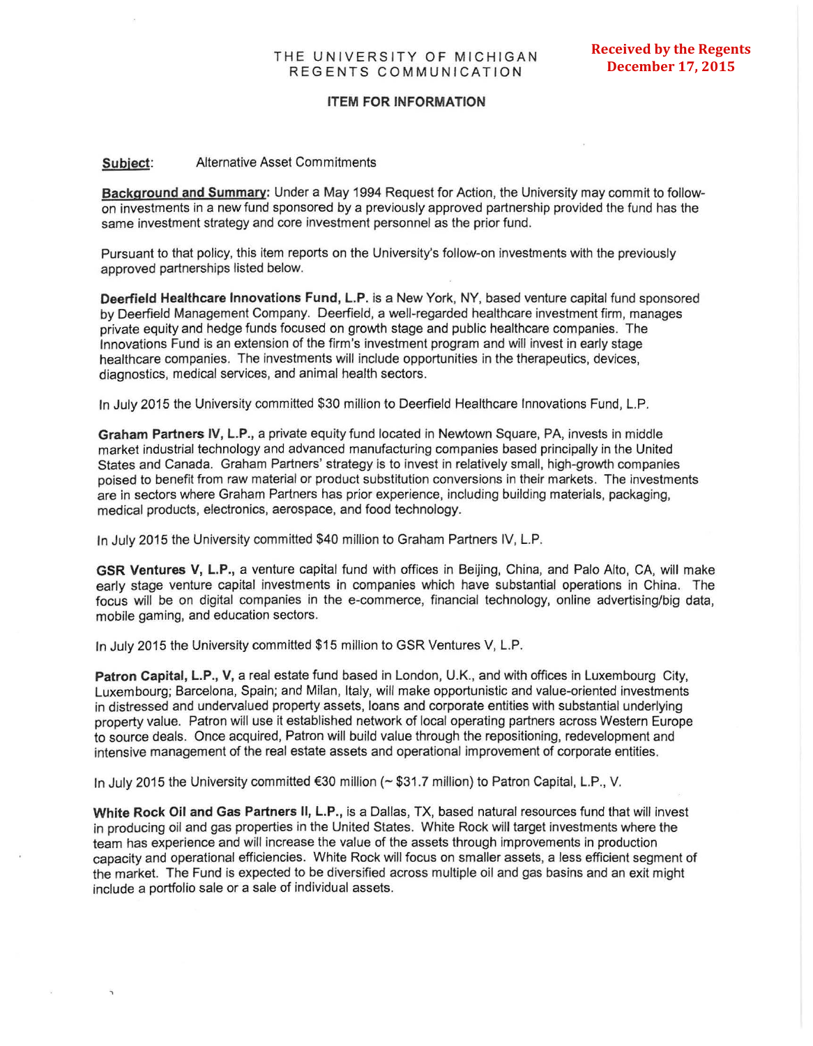**Received by the Regents December 17, 2015**

# THE UNIVERSITY OF MICHIGAN REGENTS COMMUNICATION

## ITEM FOR INFORMATION

**Subject:** Alternative Asset Commitments

**Background and Summary:** Under a May 1994 Request for Action, the University may commit to follow-on investments in a new fund sponsored by a previously approved partnership provided the fund has the same investment strategy and core investment personnel as the prior fund.

Pursuant to that policy, this item reports on the University's follow-on investments with the previously approved partnerships listed below.

**Deerfield Healthcare Innovations Fund, L.P.** is a New York, NY, based venture capital fund sponsored by Deerfield Management Company. Deerfield, a well-regarded healthcare investment firm, manages private equity and hedge funds focused on growth stage and public healthcare companies. The Innovations Fund is an extension of the firm's investment program and will invest in early stage healthcare companies. The investments will include opportunities in the therapeutics, devices, diagnostics, medical services, and animal health sectors.

In July 2015 the University committed $30 million to Deerfield Healthcare Innovations Fund, L.P.

**Graham Partners IV, L.P.,** a private equity fund located in Newtown Square, PA, invests in middle market industrial technology and advanced manufacturing companies based principally in the United States and Canada. Graham Partners' strategy is to invest in relatively small, high-growth companies poised to benefit from raw material or product substitution conversions in their markets. The investments are in sectors where Graham Partners has prior experience, including building materials, packaging, medical products, electronics, aerospace, and food technology.

In July 2015 the University committed $40 million to Graham Partners IV, L.P.

**GSR Ventures V, L.P.,** a venture capital fund with offices in Beijing, China, and Palo Alto, CA, will make early stage venture capital investments in companies which have substantial operations in China. The focus will be on digital companies in the e-commerce, financial technology, online advertising/big data, mobile gaming, and education sectors.

In July 2015 the University committed $15 million to GSR Ventures V, L.P.

**Patron Capital, L.P., V,** a real estate fund based in London, U.K., and with offices in Luxembourg City, Luxembourg; Barcelona, Spain; and Milan, Italy, will make opportunistic and value-oriented investments in distressed and undervalued property assets, loans and corporate entities with substantial underlying property value. Patron will use it established network of local operating partners across Western Europe to source deals. Once acquired, Patron will build value through the repositioning, redevelopment and intensive management of the real estate assets and operational improvement of corporate entities.

In July 2015 the University committed €30 million (~ $31.7 million) to Patron Capital, L.P., V.

**White Rock Oil and Gas Partners II, L.P.,** is a Dallas, TX, based natural resources fund that will invest in producing oil and gas properties in the United States. White Rock will target investments where the team has experience and will increase the value of the assets through improvements in production capacity and operational efficiencies. White Rock will focus on smaller assets, a less efficient segment of the market. The Fund is expected to be diversified across multiple oil and gas basins and an exit might include a portfolio sale or a sale of individual assets.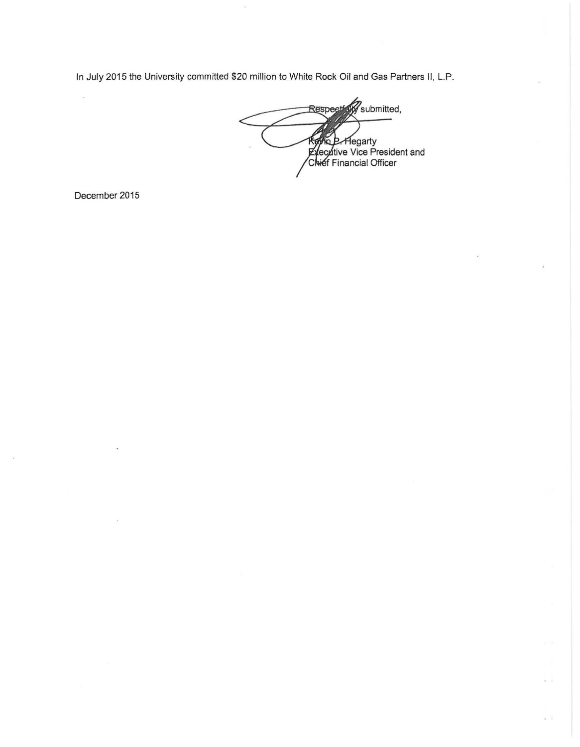In July 2015 the University committed $20 million to White Rock Oil and Gas Partners II, L.P.

Respectfully submitted,

Kevin P. Hegarty
Executive Vice President and
Chief Financial Officer

December 2015